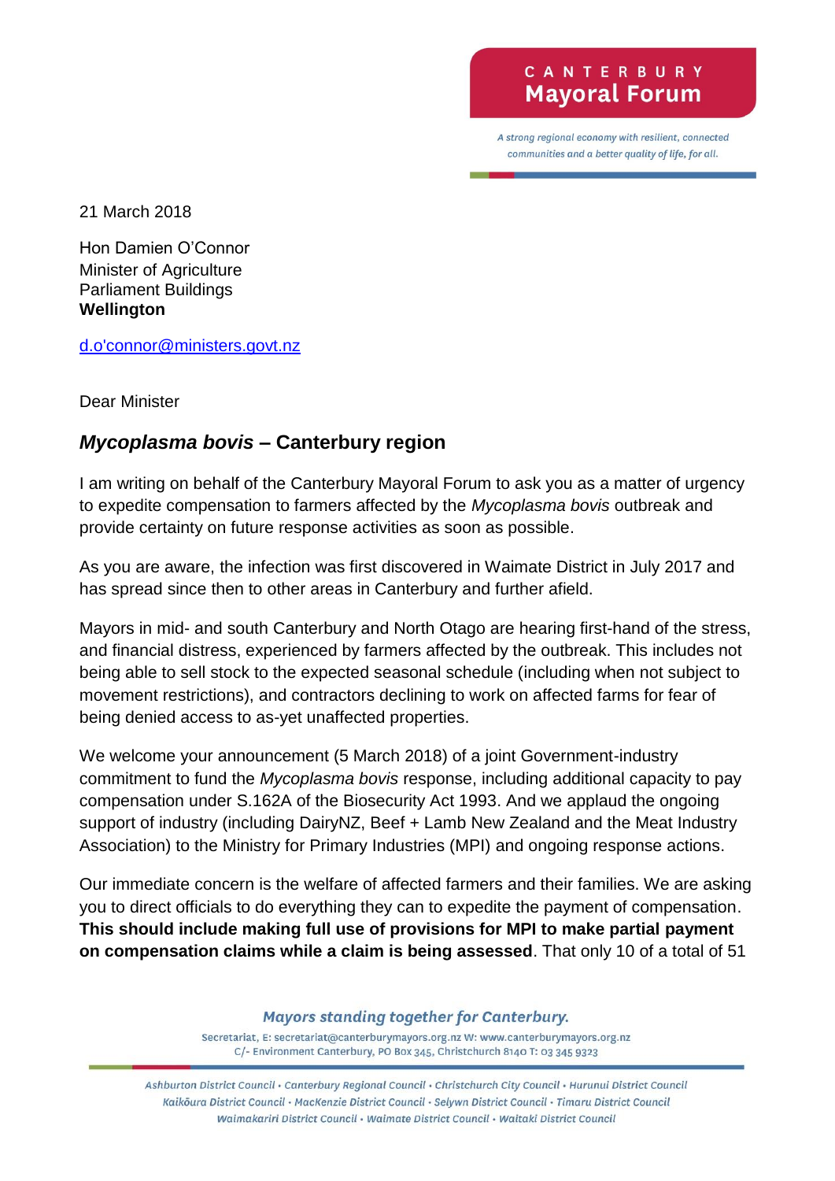CANTERBURY
**Mayoral Forum**

*A strong regional economy with resilient, connected communities and a better quality of life, for all.*

21 March 2018

Hon Damien O'Connor
Minister of Agriculture
Parliament Buildings
**Wellington**

d.o'connor@ministers.govt.nz

Dear Minister

## *Mycoplasma bovis* – Canterbury region

I am writing on behalf of the Canterbury Mayoral Forum to ask you as a matter of urgency to expedite compensation to farmers affected by the *Mycoplasma bovis* outbreak and provide certainty on future response activities as soon as possible.

As you are aware, the infection was first discovered in Waimate District in July 2017 and has spread since then to other areas in Canterbury and further afield.

Mayors in mid- and south Canterbury and North Otago are hearing first-hand of the stress, and financial distress, experienced by farmers affected by the outbreak. This includes not being able to sell stock to the expected seasonal schedule (including when not subject to movement restrictions), and contractors declining to work on affected farms for fear of being denied access to as-yet unaffected properties.

We welcome your announcement (5 March 2018) of a joint Government-industry commitment to fund the *Mycoplasma bovis* response, including additional capacity to pay compensation under S.162A of the Biosecurity Act 1993. And we applaud the ongoing support of industry (including DairyNZ, Beef + Lamb New Zealand and the Meat Industry Association) to the Ministry for Primary Industries (MPI) and ongoing response actions.

Our immediate concern is the welfare of affected farmers and their families. We are asking you to direct officials to do everything they can to expedite the payment of compensation. **This should include making full use of provisions for MPI to make partial payment on compensation claims while a claim is being assessed**. That only 10 of a total of 51

*Mayors standing together for Canterbury.*
Secretariat, E: secretariat@canterburymayors.org.nz W: www.canterburymayors.org.nz
C/- Environment Canterbury, PO Box 345, Christchurch 8140 T: 03 345 9323

*Ashburton District Council • Canterbury Regional Council • Christchurch City Council • Hurunui District Council
Kaikōura District Council • MacKenzie District Council • Selywn District Council • Timaru District Council
Waimakariri District Council • Waimate District Council • Waitaki District Council*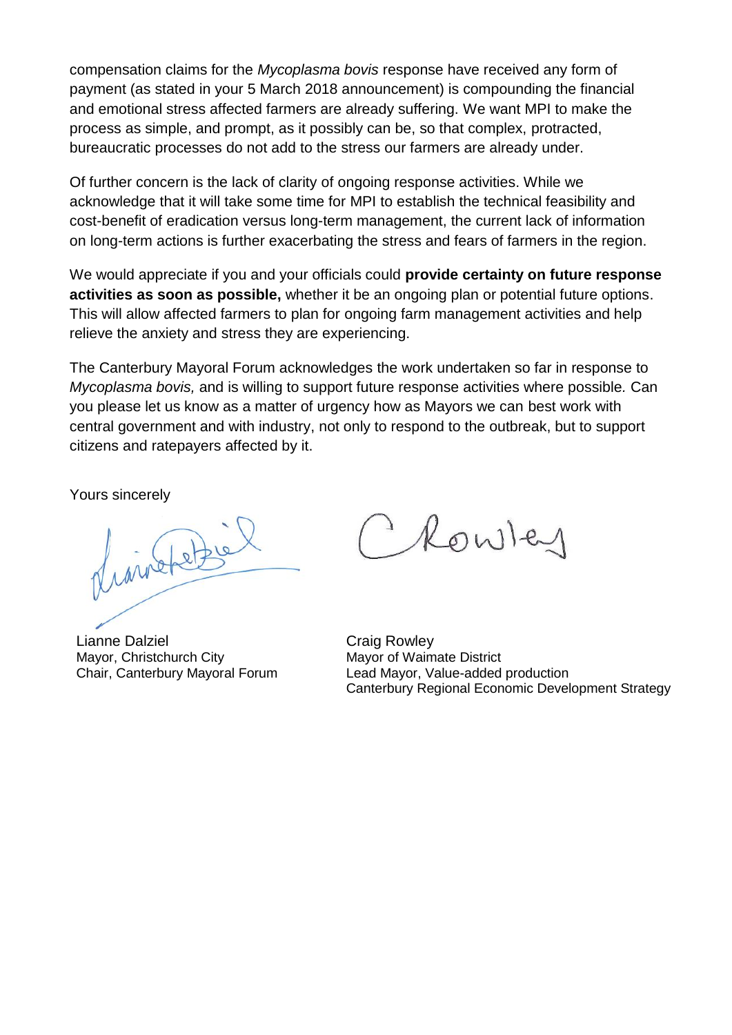compensation claims for the *Mycoplasma bovis* response have received any form of payment (as stated in your 5 March 2018 announcement) is compounding the financial and emotional stress affected farmers are already suffering. We want MPI to make the process as simple, and prompt, as it possibly can be, so that complex, protracted, bureaucratic processes do not add to the stress our farmers are already under.

Of further concern is the lack of clarity of ongoing response activities. While we acknowledge that it will take some time for MPI to establish the technical feasibility and cost-benefit of eradication versus long-term management, the current lack of information on long-term actions is further exacerbating the stress and fears of farmers in the region.

We would appreciate if you and your officials could **provide certainty on future response activities as soon as possible,** whether it be an ongoing plan or potential future options. This will allow affected farmers to plan for ongoing farm management activities and help relieve the anxiety and stress they are experiencing.

The Canterbury Mayoral Forum acknowledges the work undertaken so far in response to *Mycoplasma bovis,* and is willing to support future response activities where possible. Can you please let us know as a matter of urgency how as Mayors we can best work with central government and with industry, not only to respond to the outbreak, but to support citizens and ratepayers affected by it.

Yours sincerely

Lianne Dalziel
Mayor, Christchurch City
Chair, Canterbury Mayoral Forum

Craig Rowley
Mayor of Waimate District
Lead Mayor, Value-added production
Canterbury Regional Economic Development Strategy